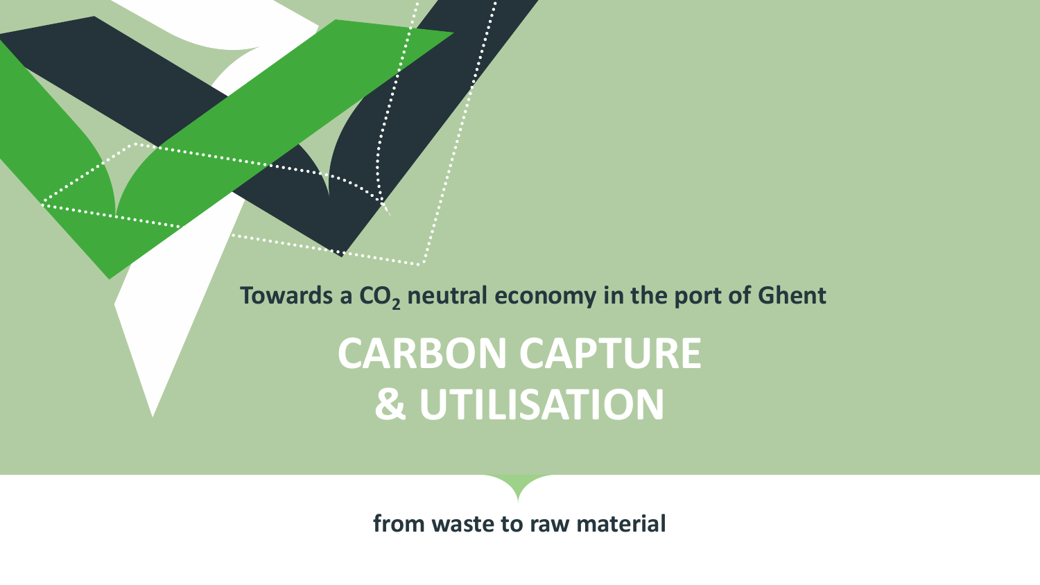Towards a $CO_2$ neutral economy in the port of Ghent

# CARBON CAPTURE & UTILISATION

from waste to raw material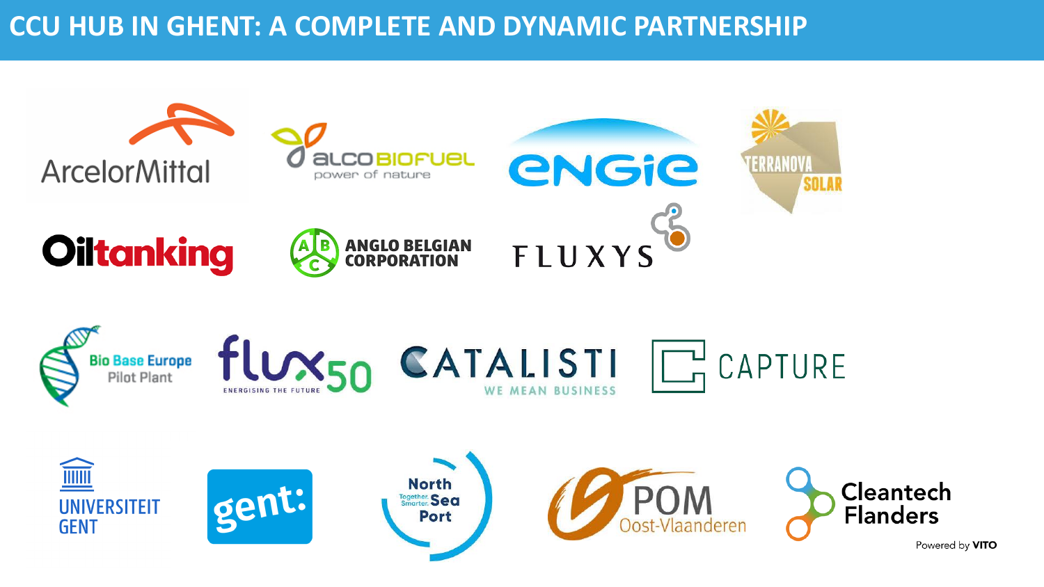# CCU HUB IN GHENT: A COMPLETE AND DYNAMIC PARTNERSHIP

ArcelorMittal

alco biofuel — power of nature

engie

Terranova Solar

Oiltanking

Anglo Belgian Corporation

Fluxys

Bio Base Europe Pilot Plant

flux50 — Energising the future

Catalisti — We mean business

Capture

Universiteit Gent

gent:

North Sea Port — Together. Smarter.

POM Oost-Vlaanderen

Cleantech Flanders — Powered by VITO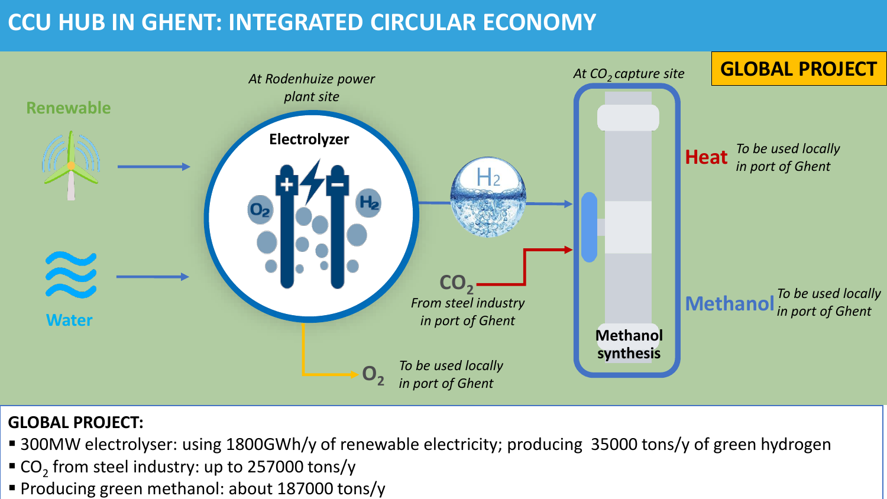# CCU HUB IN GHENT: INTEGRATED CIRCULAR ECONOMY

**GLOBAL PROJECT**

Renewable

Water

*At Rodenhuize power plant site*

**Electrolyzer**

$O_2$ *To be used locally in port of Ghent*

$H_2$

$CO_2$ *From steel industry in port of Ghent*

*At $CO_2$ capture site*

**Methanol synthesis**

**Heat** *To be used locally in port of Ghent*

**Methanol** *To be used locally in port of Ghent*

**GLOBAL PROJECT:**

- 300MW electrolyser: using 1800GWh/y of renewable electricity; producing 35000 tons/y of green hydrogen
- $CO_2$ from steel industry: up to 257000 tons/y
- Producing green methanol: about 187000 tons/y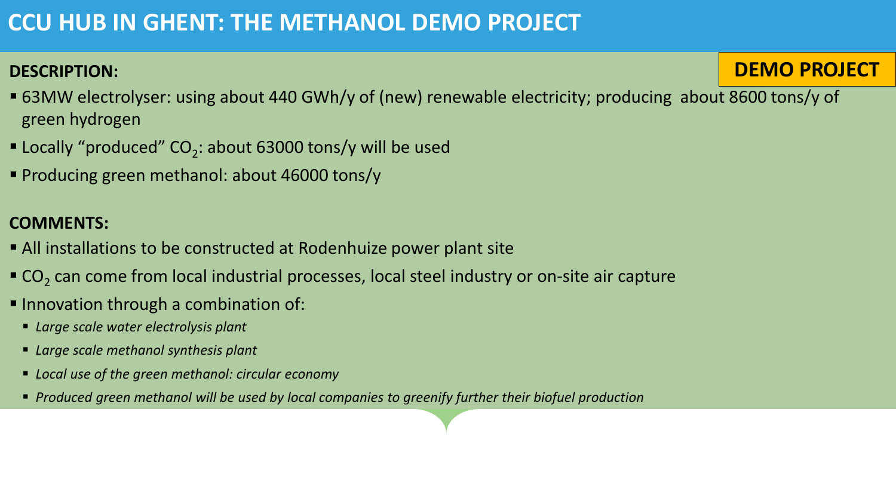# CCU HUB IN GHENT: THE METHANOL DEMO PROJECT

**DEMO PROJECT**

**DESCRIPTION:**

- 63MW electrolyser: using about 440 GWh/y of (new) renewable electricity; producing about 8600 tons/y of green hydrogen
- Locally "produced" $CO_2$: about 63000 tons/y will be used
- Producing green methanol: about 46000 tons/y

**COMMENTS:**

- All installations to be constructed at Rodenhuize power plant site
- $CO_2$ can come from local industrial processes, local steel industry or on-site air capture
- Innovation through a combination of:
  - *Large scale water electrolysis plant*
  - *Large scale methanol synthesis plant*
  - *Local use of the green methanol: circular economy*
  - *Produced green methanol will be used by local companies to greenify further their biofuel production*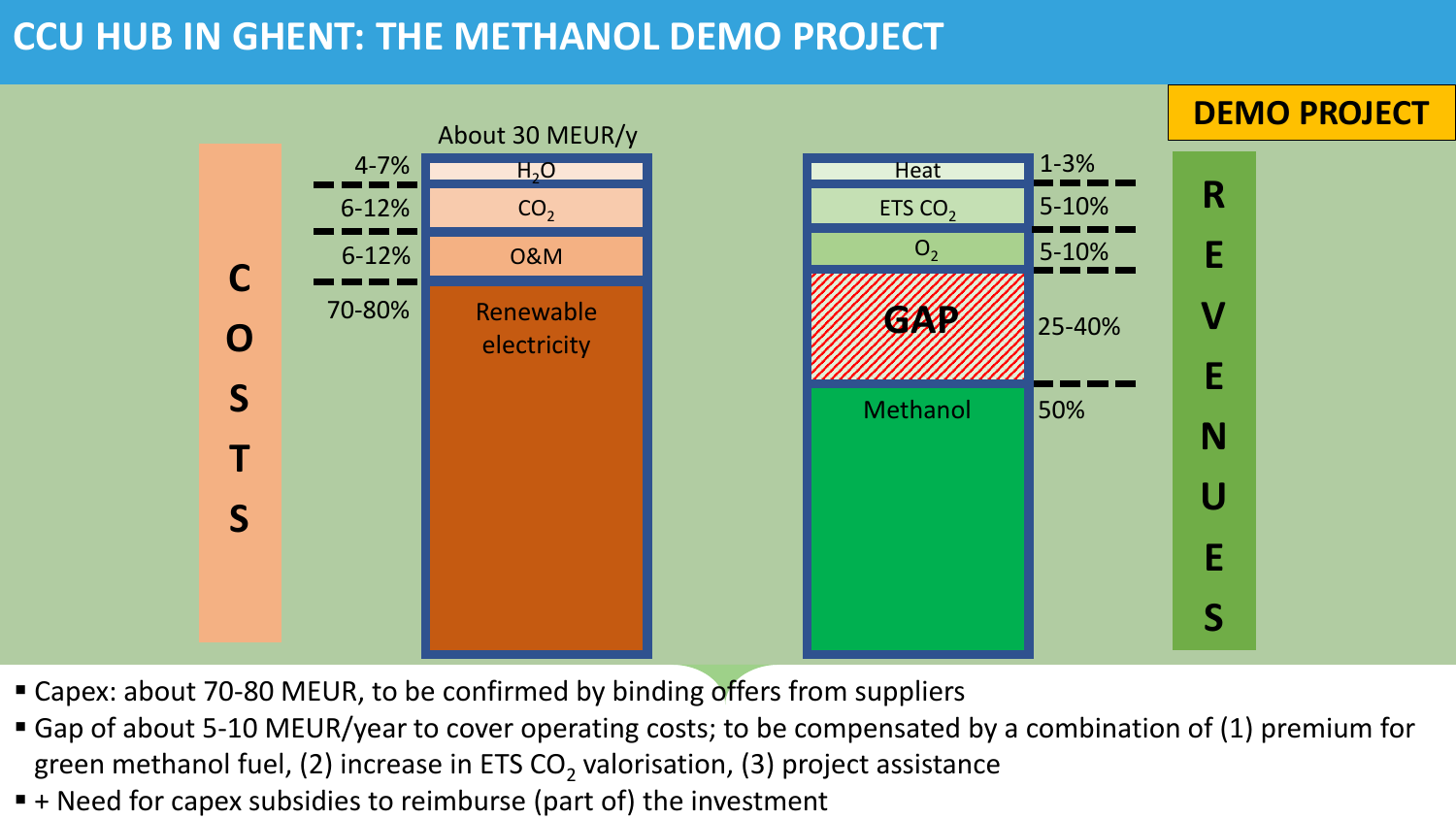# CCU HUB IN GHENT: THE METHANOL DEMO PROJECT

**DEMO PROJECT**

**COSTS** — About 30 MEUR/y

| Share | Item |
|---|---|
| 4-7% | $H_2O$ |
| 6-12% | $CO_2$ |
| 6-12% | O&M |
| 70-80% | Renewable electricity |

**REVENUES**

| Item | Share |
|---|---|
| Heat | 1-3% |
| ETS $CO_2$ | 5-10% |
| $O_2$ | 5-10% |
| GAP | 25-40% |
| Methanol | 50% |

- Capex: about 70-80 MEUR, to be confirmed by binding offers from suppliers
- Gap of about 5-10 MEUR/year to cover operating costs; to be compensated by a combination of (1) premium for green methanol fuel, (2) increase in ETS $CO_2$ valorisation, (3) project assistance
- + Need for capex subsidies to reimburse (part of) the investment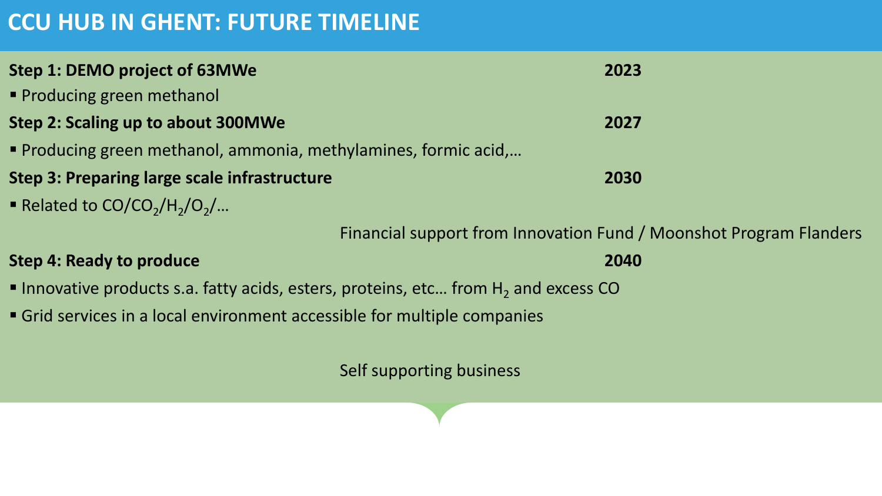# CCU HUB IN GHENT: FUTURE TIMELINE

**Step 1: DEMO project of 63MWe** **2023**

- Producing green methanol

**Step 2: Scaling up to about 300MWe** **2027**

- Producing green methanol, ammonia, methylamines, formic acid,…

**Step 3: Preparing large scale infrastructure** **2030**

- Related to $CO/CO_2/H_2/O_2$/…

Financial support from Innovation Fund / Moonshot Program Flanders

**Step 4: Ready to produce** **2040**

- Innovative products s.a. fatty acids, esters, proteins, etc… from $H_2$ and excess CO
- Grid services in a local environment accessible for multiple companies

Self supporting business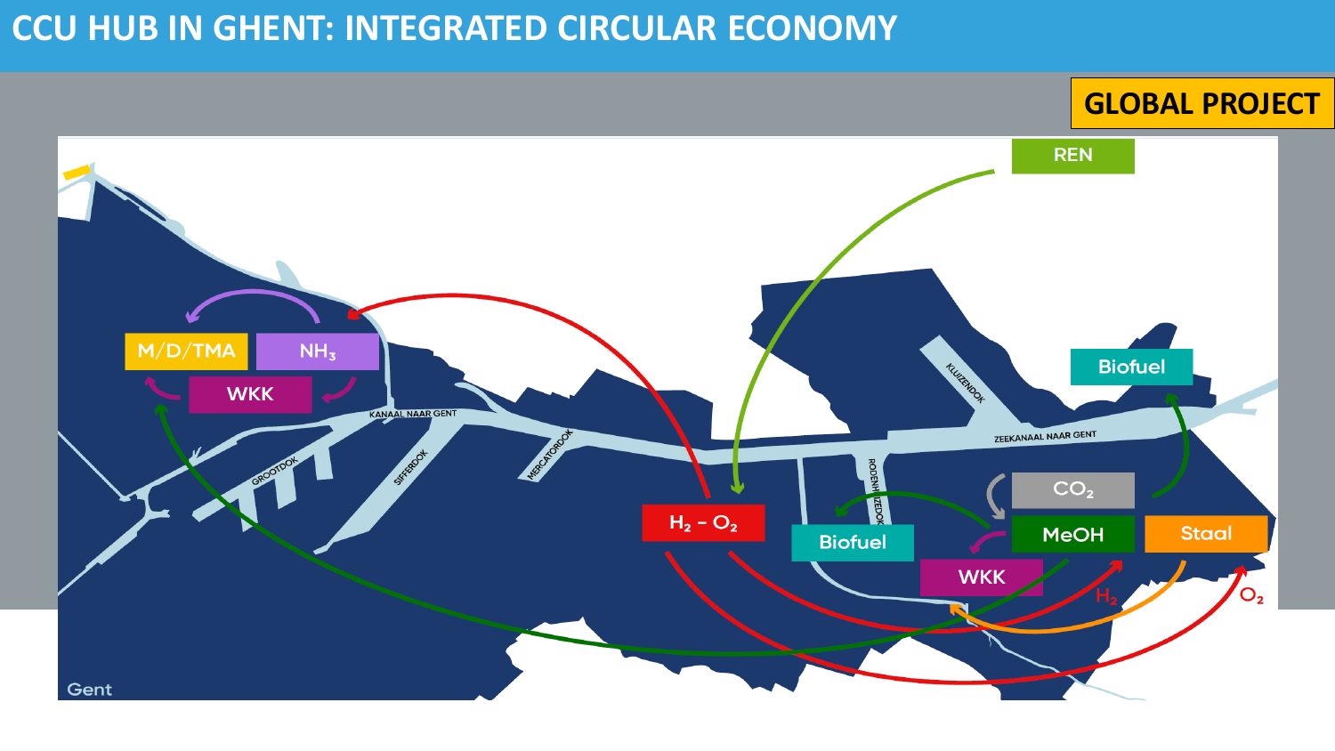# CCU HUB IN GHENT: INTEGRATED CIRCULAR ECONOMY

GLOBAL PROJECT

REN

M/D/TMA

$NH_3$

WKK

KANAAL NAAR GENT

GROOTDOK

SIFFERDOK

MERCATORDOK

KLUIZENDOK

ZEEKANAAL NAAR GENT

RODENHUIZEDOK

Biofuel

$H_2$ - $O_2$

Biofuel

$CO_2$

MeOH

Staal

WKK

$H_2$

$O_2$

Gent